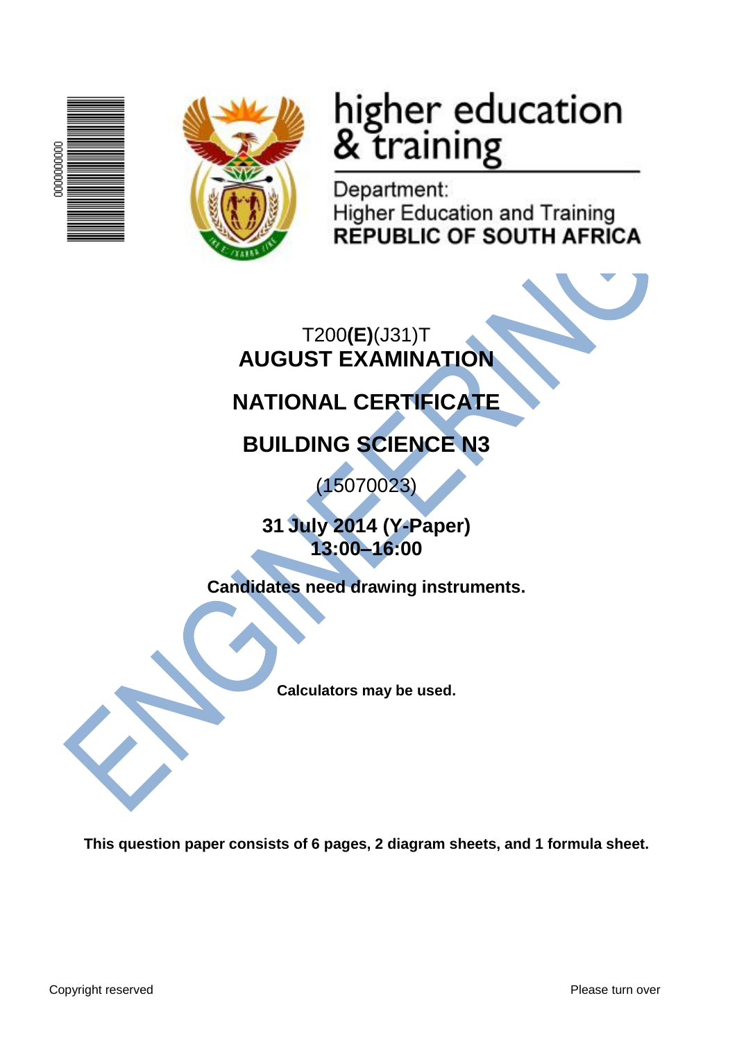higher education & training

Department:
Higher Education and Training
**REPUBLIC OF SOUTH AFRICA**

T200**(E)**(J31)T
**AUGUST EXAMINATION**

# NATIONAL CERTIFICATE

# BUILDING SCIENCE N3

(15070023)

**31 July 2014 (Y-Paper)**
**13:00–16:00**

**Candidates need drawing instruments.**

**Calculators may be used.**

**This question paper consists of 6 pages, 2 diagram sheets, and 1 formula sheet.**

Copyright reserved

Please turn over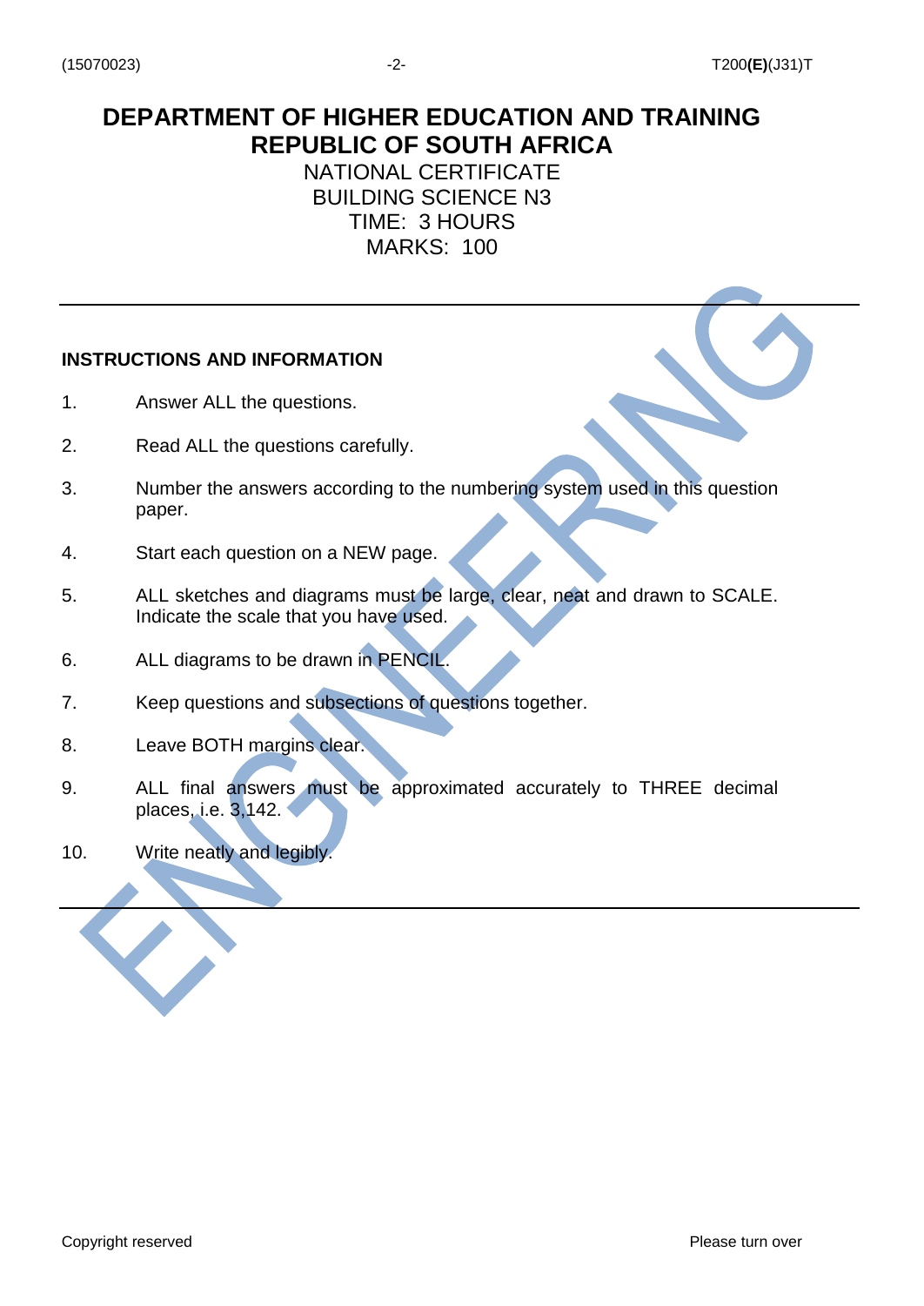# DEPARTMENT OF HIGHER EDUCATION AND TRAINING
# REPUBLIC OF SOUTH AFRICA

NATIONAL CERTIFICATE
BUILDING SCIENCE N3
TIME: 3 HOURS
MARKS: 100

---

**INSTRUCTIONS AND INFORMATION**

1. Answer ALL the questions.
2. Read ALL the questions carefully.
3. Number the answers according to the numbering system used in this question paper.
4. Start each question on a NEW page.
5. ALL sketches and diagrams must be large, clear, neat and drawn to SCALE. Indicate the scale that you have used.
6. ALL diagrams to be drawn in PENCIL.
7. Keep questions and subsections of questions together.
8. Leave BOTH margins clear.
9. ALL final answers must be approximated accurately to THREE decimal places, i.e. 3,142.
10. Write neatly and legibly.

---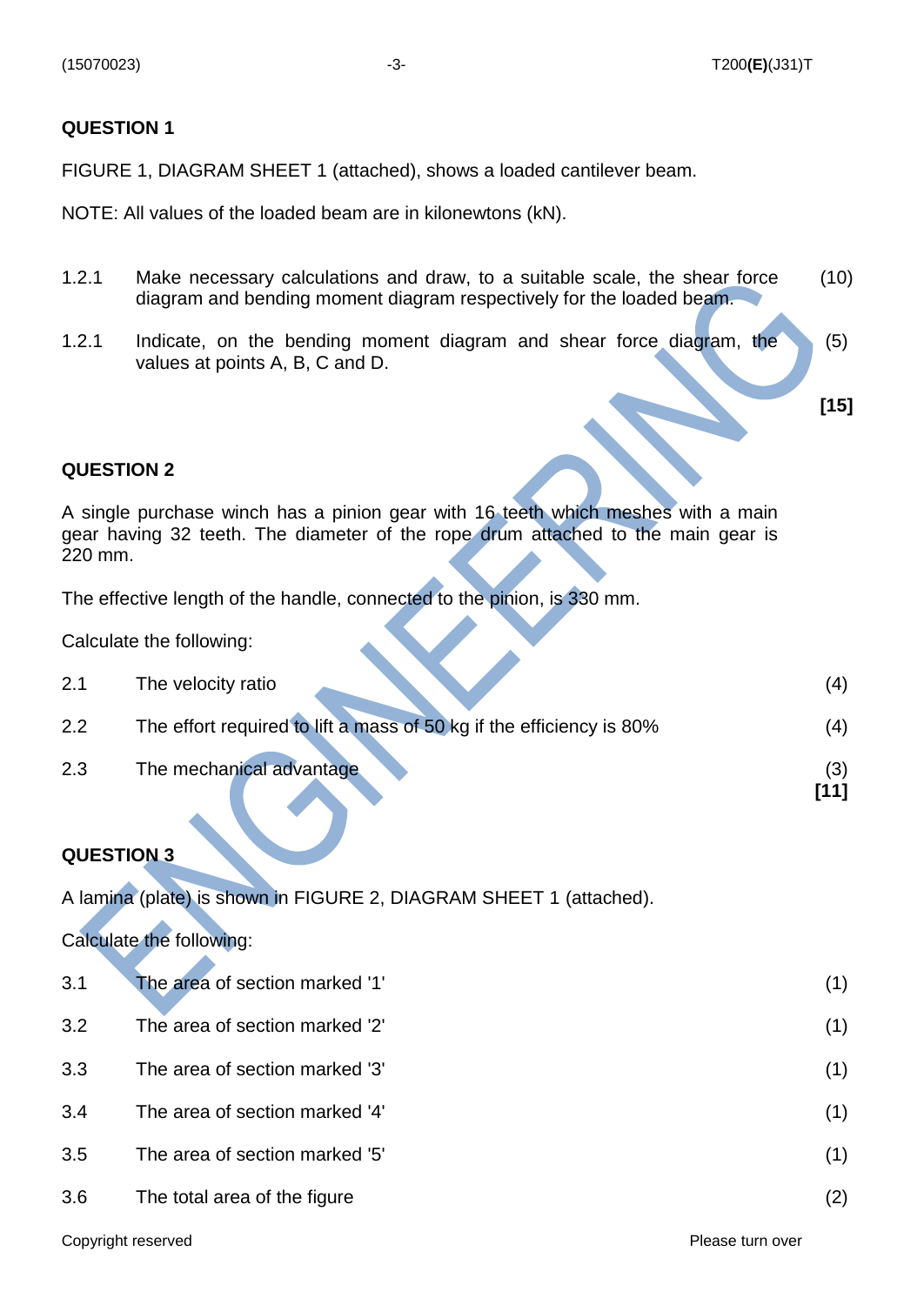## QUESTION 1

FIGURE 1, DIAGRAM SHEET 1 (attached), shows a loaded cantilever beam.

NOTE: All values of the loaded beam are in kilonewtons (kN).

| | | |
|---|---|---|
| 1.2.1 | Make necessary calculations and draw, to a suitable scale, the shear force diagram and bending moment diagram respectively for the loaded beam. | (10) |
| 1.2.1 | Indicate, on the bending moment diagram and shear force diagram, the values at points A, B, C and D. | (5) |
| | | **[15]** |

## QUESTION 2

A single purchase winch has a pinion gear with 16 teeth which meshes with a main gear having 32 teeth. The diameter of the rope drum attached to the main gear is 220 mm.

The effective length of the handle, connected to the pinion, is 330 mm.

Calculate the following:

| | | |
|---|---|---|
| 2.1 | The velocity ratio | (4) |
| 2.2 | The effort required to lift a mass of 50 kg if the efficiency is 80% | (4) |
| 2.3 | The mechanical advantage | (3) **[11]** |

## QUESTION 3

A lamina (plate) is shown in FIGURE 2, DIAGRAM SHEET 1 (attached).

Calculate the following:

| | | |
|---|---|---|
| 3.1 | The area of section marked '1' | (1) |
| 3.2 | The area of section marked '2' | (1) |
| 3.3 | The area of section marked '3' | (1) |
| 3.4 | The area of section marked '4' | (1) |
| 3.5 | The area of section marked '5' | (1) |
| 3.6 | The total area of the figure | (2) |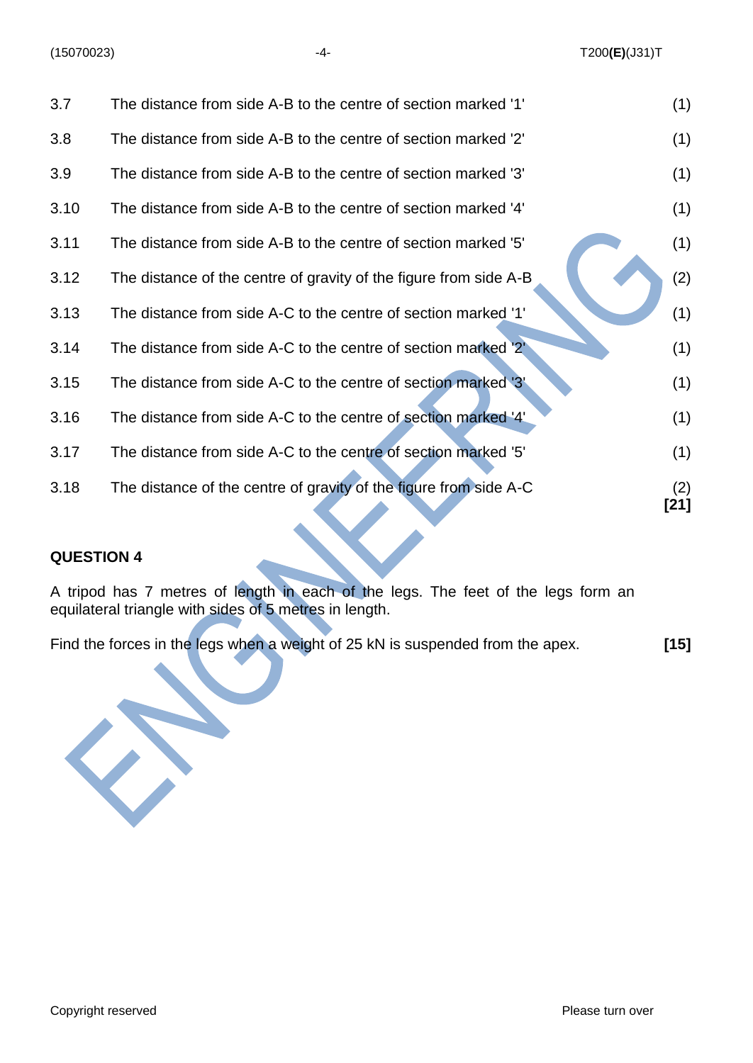| | | |
|---|---|---|
| 3.7 | The distance from side A-B to the centre of section marked '1' | (1) |
| 3.8 | The distance from side A-B to the centre of section marked '2' | (1) |
| 3.9 | The distance from side A-B to the centre of section marked '3' | (1) |
| 3.10 | The distance from side A-B to the centre of section marked '4' | (1) |
| 3.11 | The distance from side A-B to the centre of section marked '5' | (1) |
| 3.12 | The distance of the centre of gravity of the figure from side A-B | (2) |
| 3.13 | The distance from side A-C to the centre of section marked '1' | (1) |
| 3.14 | The distance from side A-C to the centre of section marked '2' | (1) |
| 3.15 | The distance from side A-C to the centre of section marked '3' | (1) |
| 3.16 | The distance from side A-C to the centre of section marked '4' | (1) |
| 3.17 | The distance from side A-C to the centre of section marked '5' | (1) |
| 3.18 | The distance of the centre of gravity of the figure from side A-C | (2) **[21]** |

**QUESTION 4**

A tripod has 7 metres of length in each of the legs. The feet of the legs form an equilateral triangle with sides of 5 metres in length.

Find the forces in the legs when a weight of 25 kN is suspended from the apex. **[15]**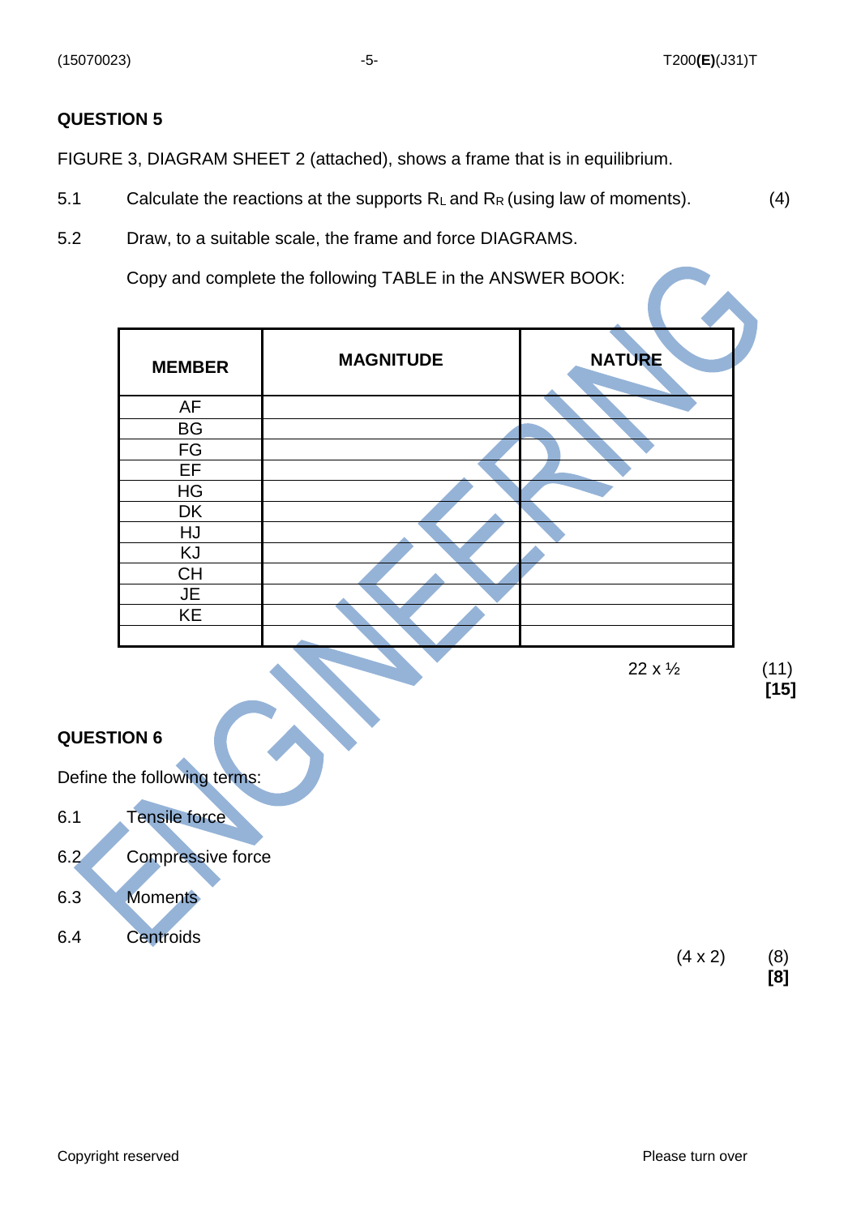## QUESTION 5

FIGURE 3, DIAGRAM SHEET 2 (attached), shows a frame that is in equilibrium.

5.1 Calculate the reactions at the supports $R_L$ and $R_R$ (using law of moments). (4)

5.2 Draw, to a suitable scale, the frame and force DIAGRAMS.

Copy and complete the following TABLE in the ANSWER BOOK:

| MEMBER | MAGNITUDE | NATURE |
|---|---|---|
| AF | | |
| BG | | |
| FG | | |
| EF | | |
| HG | | |
| DK | | |
| HJ | | |
| KJ | | |
| CH | | |
| JE | | |
| KE | | |
| | | |

22 x ½ (11)
**[15]**

## QUESTION 6

Define the following terms:

6.1 Tensile force

6.2 Compressive force

6.3 Moments

6.4 Centroids

(4 x 2) (8)
**[8]**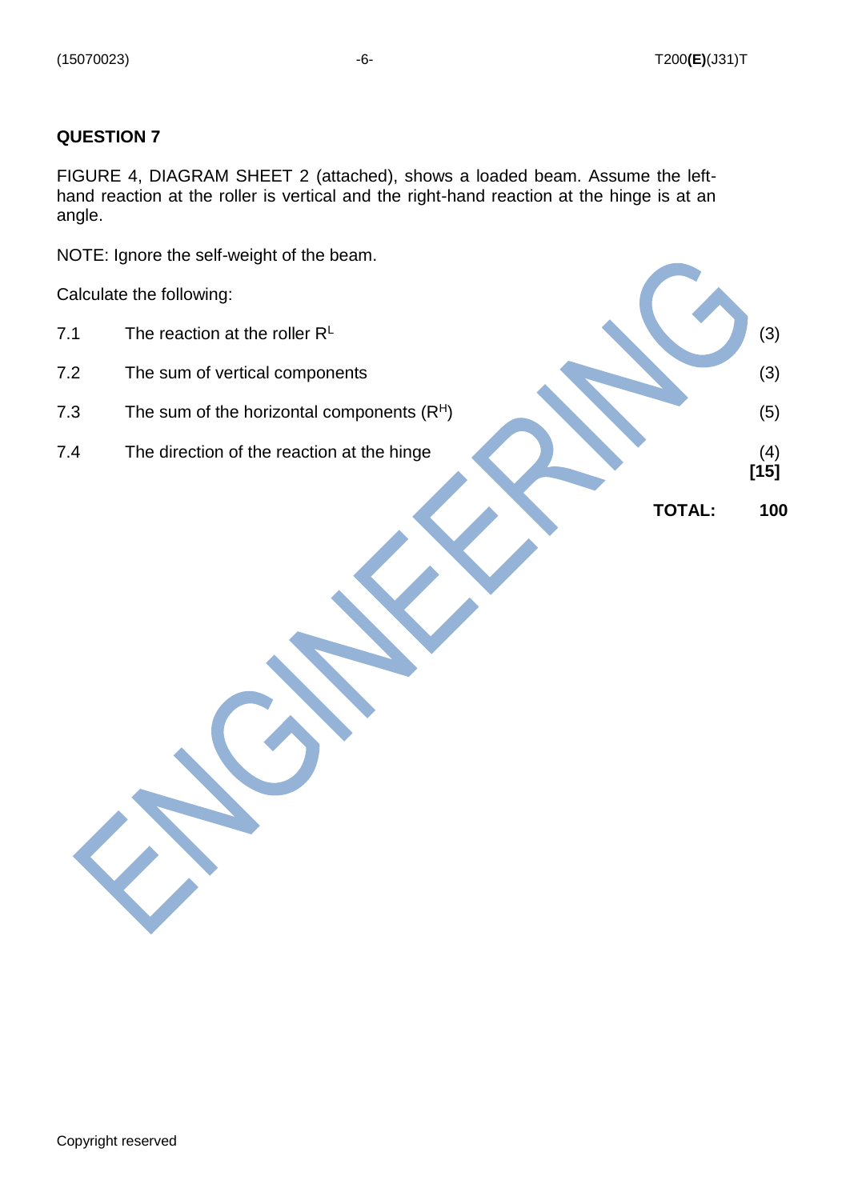## QUESTION 7

FIGURE 4, DIAGRAM SHEET 2 (attached), shows a loaded beam. Assume the left-hand reaction at the roller is vertical and the right-hand reaction at the hinge is at an angle.

NOTE: Ignore the self-weight of the beam.

Calculate the following:

| | | |
|---|---|---|
| 7.1 | The reaction at the roller $R^L$ | (3) |
| 7.2 | The sum of vertical components | (3) |
| 7.3 | The sum of the horizontal components ($R^H$) | (5) |
| 7.4 | The direction of the reaction at the hinge | (4) |
| | | **[15]** |

**TOTAL: 100**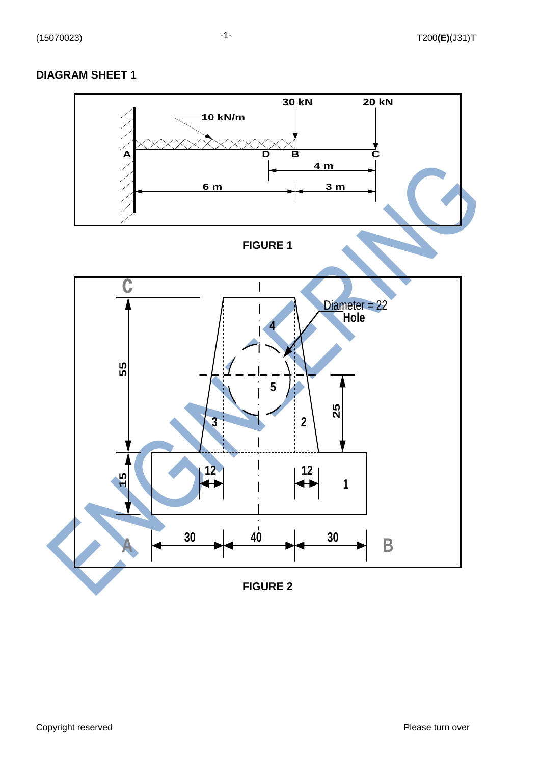## DIAGRAM SHEET 1

FIGURE 1

FIGURE 2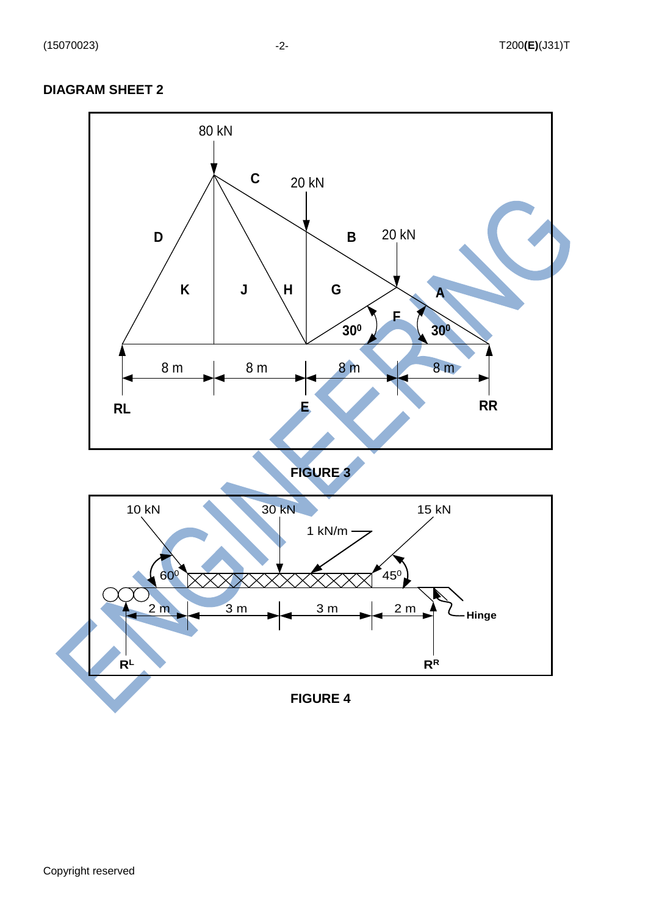## DIAGRAM SHEET 2

80 kN

C

20 kN

D

B

20 kN

K

J

H

G

A

F

$30^0$

$30^0$

8 m

8 m

8 m

8 m

RL

E

RR

FIGURE 3

10 kN

30 kN

15 kN

1 kN/m

$60^0$

$45^0$

2 m

3 m

3 m

2 m

Hinge

$R^L$

$R^R$

FIGURE 4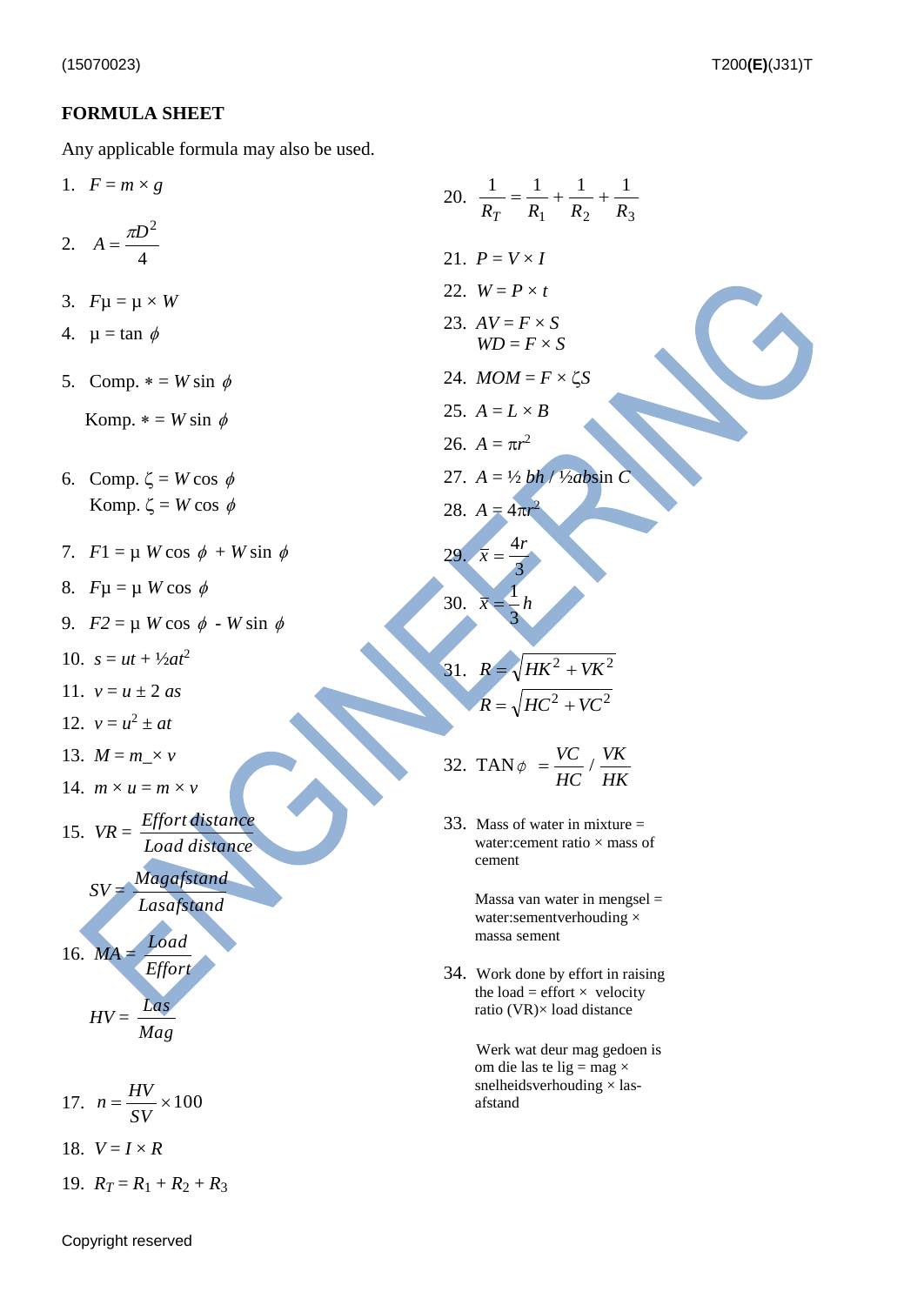## FORMULA SHEET

Any applicable formula may also be used.

1. $F = m \times g$

2. $A = \dfrac{\pi D^2}{4}$

3. $F\mu = \mu \times W$

4. $\mu = \tan\ \phi$

5. Comp. $* = W \sin\ \phi$

   Komp. $* = W \sin\ \phi$

6. Comp. $\zeta = W \cos\ \phi$

   Komp. $\zeta = W \cos\ \phi$

7. $F1 = \mu\ W \cos\ \phi\ + W \sin\ \phi$

8. $F\mu = \mu\ W \cos\ \phi$

9. $F2 = \mu\ W \cos\ \phi\ - W \sin\ \phi$

10. $s = ut + ½at^2$

11. $v = u \pm 2\ as$

12. $v = u^2 \pm at$

13. $M = m\_ \times v$

14. $m \times u = m \times v$

15. $VR = \dfrac{\text{Effort distance}}{\text{Load distance}}$

    $SV = \dfrac{\text{Magafstand}}{\text{Lasafstand}}$

16. $MA = \dfrac{\text{Load}}{\text{Effort}}$

    $HV = \dfrac{\text{Las}}{\text{Mag}}$

17. $n = \dfrac{HV}{SV} \times 100$

18. $V = I \times R$

19. $R_T = R_1 + R_2 + R_3$

20. $\dfrac{1}{R_T} = \dfrac{1}{R_1} + \dfrac{1}{R_2} + \dfrac{1}{R_3}$

21. $P = V \times I$

22. $W = P \times t$

23. $AV = F \times S$

    $WD = F \times S$

24. $MOM = F \times \zeta S$

25. $A = L \times B$

26. $A = \pi r^2$

27. $A = ½\ bh$ / $½ab\sin\ C$

28. $A = 4\pi r^2$

29. $\bar{x} = \dfrac{4r}{3}$

30. $\bar{x} = \dfrac{1}{3}h$

31. $R = \sqrt{HK^2 + VK^2}$

    $R = \sqrt{HC^2 + VC^2}$

32. $\text{TAN}\,\phi = \dfrac{VC}{HC} / \dfrac{VK}{HK}$

33. Mass of water in mixture = water:cement ratio × mass of cement

    Massa van water in mengsel = water:sementverhouding × massa sement

34. Work done by effort in raising the load = effort × velocity ratio (VR)× load distance

    Werk wat deur mag gedoen is om die las te lig = mag × snelheidsverhouding × las-afstand